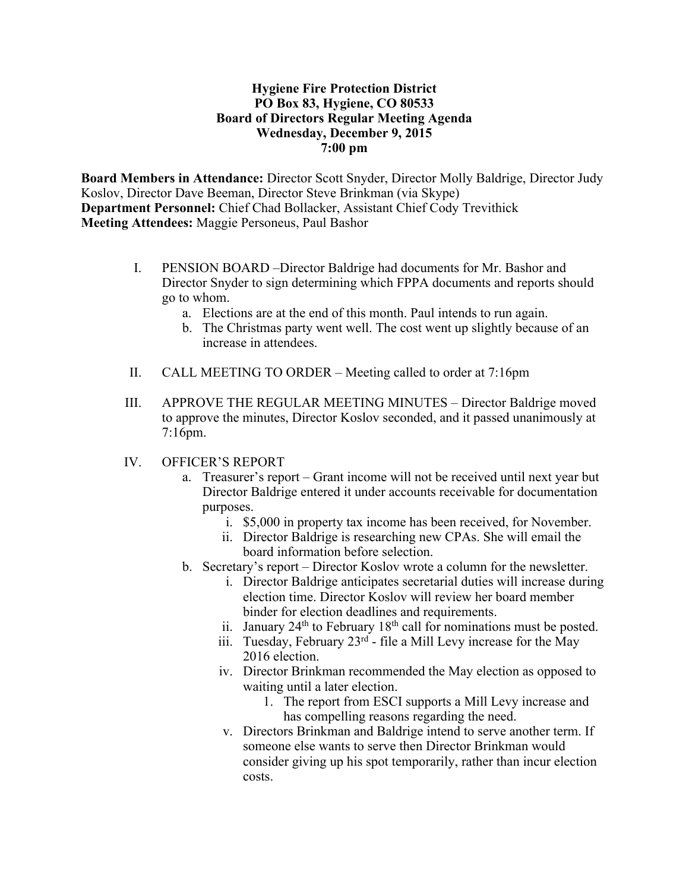**Hygiene Fire Protection District**
**PO Box 83, Hygiene, CO 80533**
**Board of Directors Regular Meeting Agenda**
**Wednesday, December 9, 2015**
**7:00 pm**

**Board Members in Attendance:** Director Scott Snyder, Director Molly Baldrige, Director Judy Koslov, Director Dave Beeman, Director Steve Brinkman (via Skype)
**Department Personnel:** Chief Chad Bollacker, Assistant Chief Cody Trevithick
**Meeting Attendees:** Maggie Personeus, Paul Bashor

I. PENSION BOARD –Director Baldrige had documents for Mr. Bashor and Director Snyder to sign determining which FPPA documents and reports should go to whom.
   a. Elections are at the end of this month. Paul intends to run again.
   b. The Christmas party went well. The cost went up slightly because of an increase in attendees.

II. CALL MEETING TO ORDER – Meeting called to order at 7:16pm

III. APPROVE THE REGULAR MEETING MINUTES – Director Baldrige moved to approve the minutes, Director Koslov seconded, and it passed unanimously at 7:16pm.

IV. OFFICER'S REPORT
   a. Treasurer's report – Grant income will not be received until next year but Director Baldrige entered it under accounts receivable for documentation purposes.
      i. $5,000 in property tax income has been received, for November.
      ii. Director Baldrige is researching new CPAs. She will email the board information before selection.
   b. Secretary's report – Director Koslov wrote a column for the newsletter.
      i. Director Baldrige anticipates secretarial duties will increase during election time. Director Koslov will review her board member binder for election deadlines and requirements.
      ii. January 24th to February 18th call for nominations must be posted.
      iii. Tuesday, February 23rd - file a Mill Levy increase for the May 2016 election.
      iv. Director Brinkman recommended the May election as opposed to waiting until a later election.
         1. The report from ESCI supports a Mill Levy increase and has compelling reasons regarding the need.
      v. Directors Brinkman and Baldrige intend to serve another term. If someone else wants to serve then Director Brinkman would consider giving up his spot temporarily, rather than incur election costs.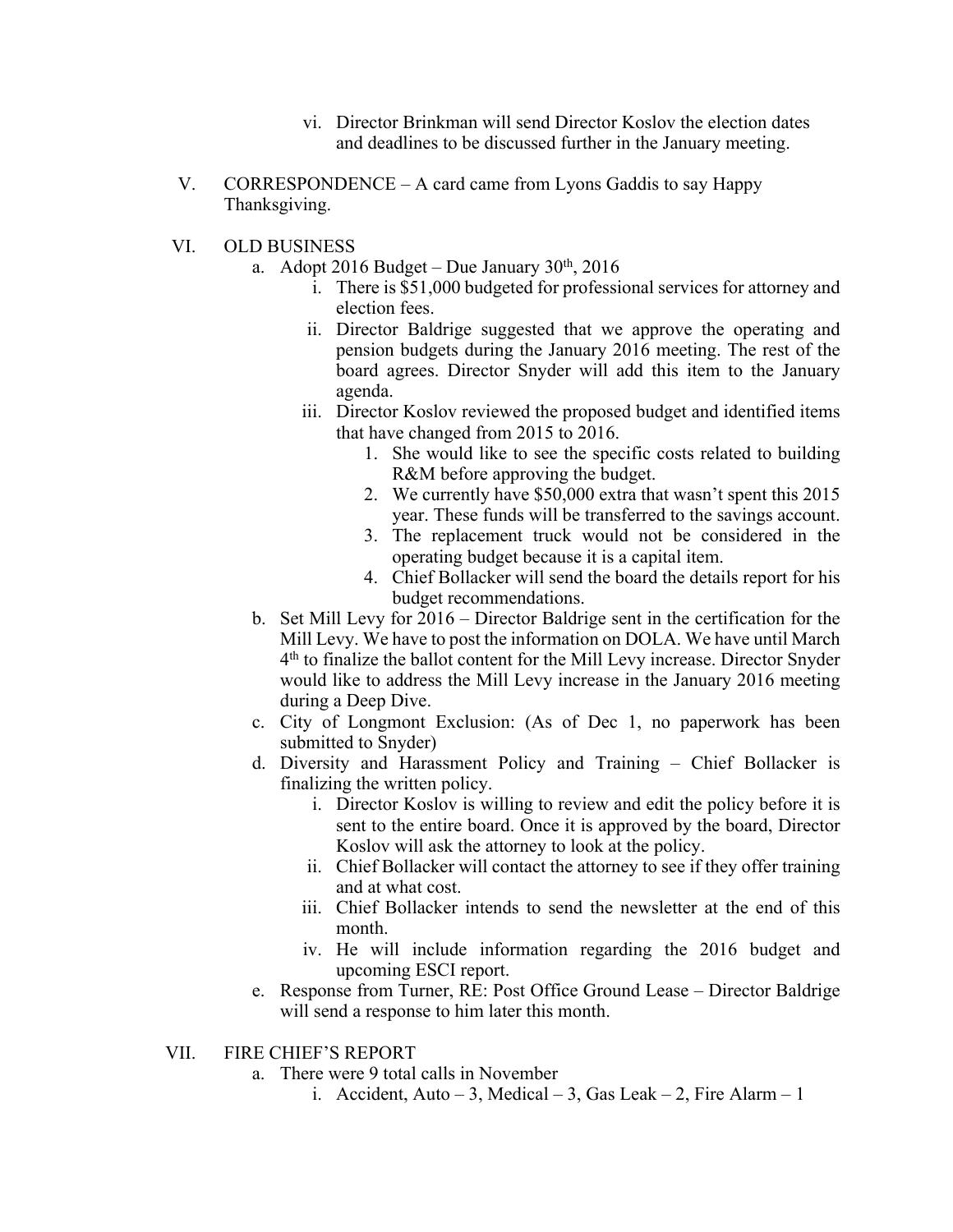vi. Director Brinkman will send Director Koslov the election dates and deadlines to be discussed further in the January meeting.

V. CORRESPONDENCE – A card came from Lyons Gaddis to say Happy Thanksgiving.

VI. OLD BUSINESS

a. Adopt 2016 Budget – Due January 30th, 2016

   i. There is $51,000 budgeted for professional services for attorney and election fees.

   ii. Director Baldrige suggested that we approve the operating and pension budgets during the January 2016 meeting. The rest of the board agrees. Director Snyder will add this item to the January agenda.

   iii. Director Koslov reviewed the proposed budget and identified items that have changed from 2015 to 2016.

      1. She would like to see the specific costs related to building R&M before approving the budget.
      2. We currently have $50,000 extra that wasn't spent this 2015 year. These funds will be transferred to the savings account.
      3. The replacement truck would not be considered in the operating budget because it is a capital item.
      4. Chief Bollacker will send the board the details report for his budget recommendations.

b. Set Mill Levy for 2016 – Director Baldrige sent in the certification for the Mill Levy. We have to post the information on DOLA. We have until March 4th to finalize the ballot content for the Mill Levy increase. Director Snyder would like to address the Mill Levy increase in the January 2016 meeting during a Deep Dive.

c. City of Longmont Exclusion: (As of Dec 1, no paperwork has been submitted to Snyder)

d. Diversity and Harassment Policy and Training – Chief Bollacker is finalizing the written policy.

   i. Director Koslov is willing to review and edit the policy before it is sent to the entire board. Once it is approved by the board, Director Koslov will ask the attorney to look at the policy.

   ii. Chief Bollacker will contact the attorney to see if they offer training and at what cost.

   iii. Chief Bollacker intends to send the newsletter at the end of this month.

   iv. He will include information regarding the 2016 budget and upcoming ESCI report.

e. Response from Turner, RE: Post Office Ground Lease – Director Baldrige will send a response to him later this month.

VII. FIRE CHIEF'S REPORT

a. There were 9 total calls in November

   i. Accident, Auto – 3, Medical – 3, Gas Leak – 2, Fire Alarm – 1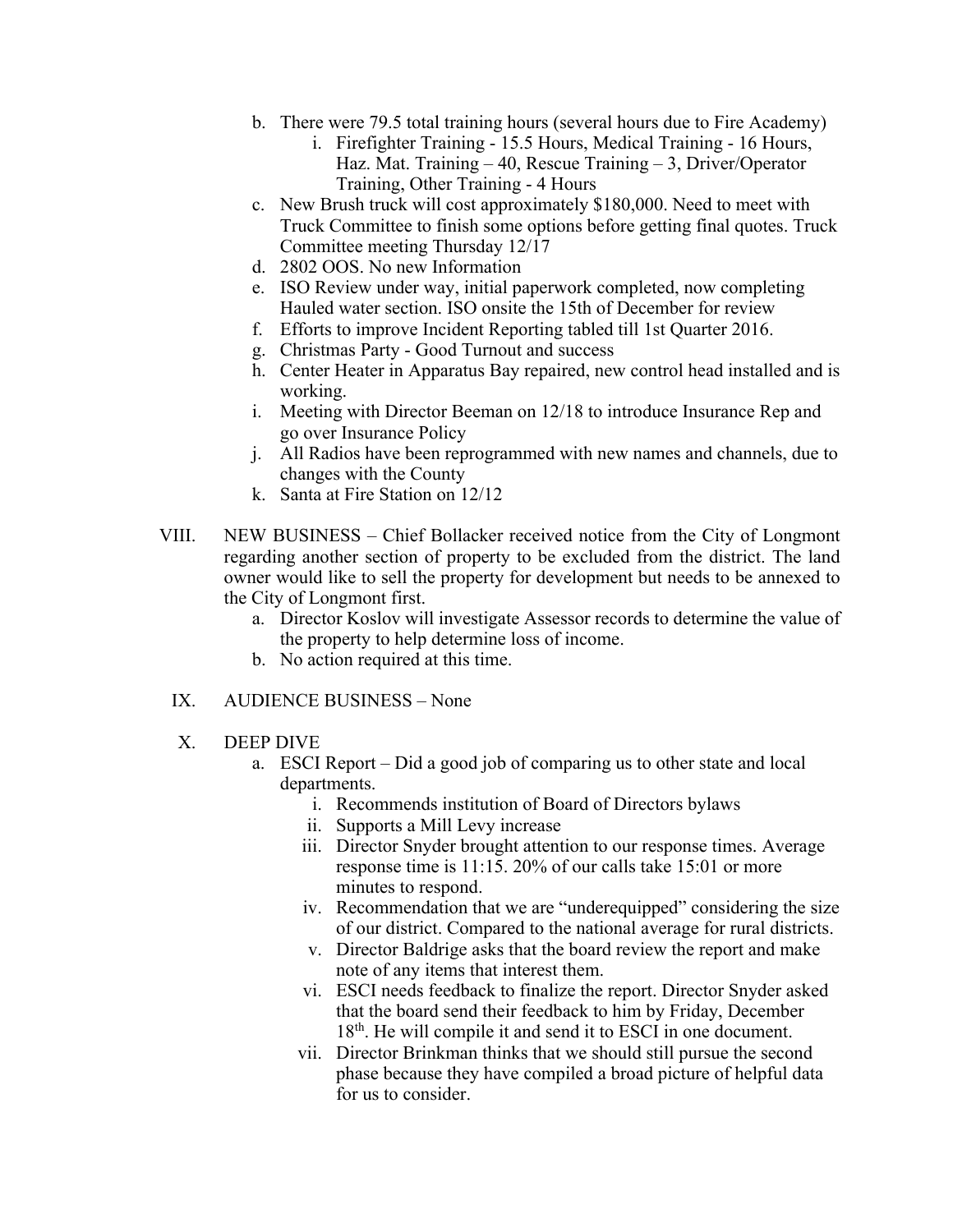b. There were 79.5 total training hours (several hours due to Fire Academy)
    i. Firefighter Training - 15.5 Hours, Medical Training - 16 Hours, Haz. Mat. Training – 40, Rescue Training – 3, Driver/Operator Training, Other Training - 4 Hours

c. New Brush truck will cost approximately $180,000. Need to meet with Truck Committee to finish some options before getting final quotes. Truck Committee meeting Thursday 12/17

d. 2802 OOS. No new Information

e. ISO Review under way, initial paperwork completed, now completing Hauled water section. ISO onsite the 15th of December for review

f. Efforts to improve Incident Reporting tabled till 1st Quarter 2016.

g. Christmas Party - Good Turnout and success

h. Center Heater in Apparatus Bay repaired, new control head installed and is working.

i. Meeting with Director Beeman on 12/18 to introduce Insurance Rep and go over Insurance Policy

j. All Radios have been reprogrammed with new names and channels, due to changes with the County

k. Santa at Fire Station on 12/12

VIII. NEW BUSINESS – Chief Bollacker received notice from the City of Longmont regarding another section of property to be excluded from the district. The land owner would like to sell the property for development but needs to be annexed to the City of Longmont first.

a. Director Koslov will investigate Assessor records to determine the value of the property to help determine loss of income.

b. No action required at this time.

IX. AUDIENCE BUSINESS – None

X. DEEP DIVE

a. ESCI Report – Did a good job of comparing us to other state and local departments.
    i. Recommends institution of Board of Directors bylaws
    ii. Supports a Mill Levy increase
    iii. Director Snyder brought attention to our response times. Average response time is 11:15. 20% of our calls take 15:01 or more minutes to respond.
    iv. Recommendation that we are "underequipped" considering the size of our district. Compared to the national average for rural districts.
    v. Director Baldrige asks that the board review the report and make note of any items that interest them.
    vi. ESCI needs feedback to finalize the report. Director Snyder asked that the board send their feedback to him by Friday, December 18th. He will compile it and send it to ESCI in one document.
    vii. Director Brinkman thinks that we should still pursue the second phase because they have compiled a broad picture of helpful data for us to consider.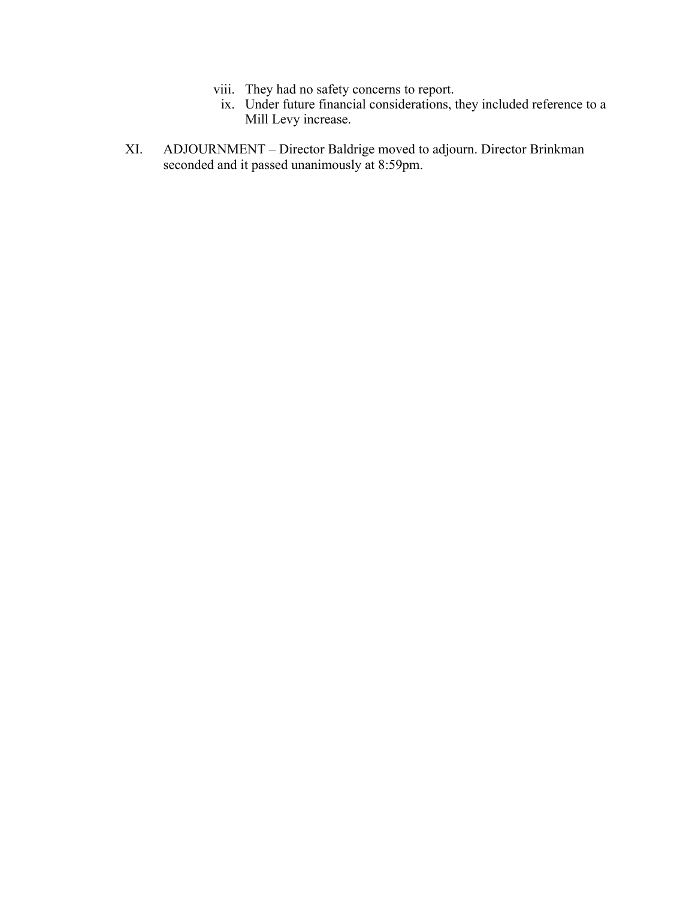viii. They had no safety concerns to report.

ix. Under future financial considerations, they included reference to a Mill Levy increase.

XI. ADJOURNMENT – Director Baldrige moved to adjourn. Director Brinkman seconded and it passed unanimously at 8:59pm.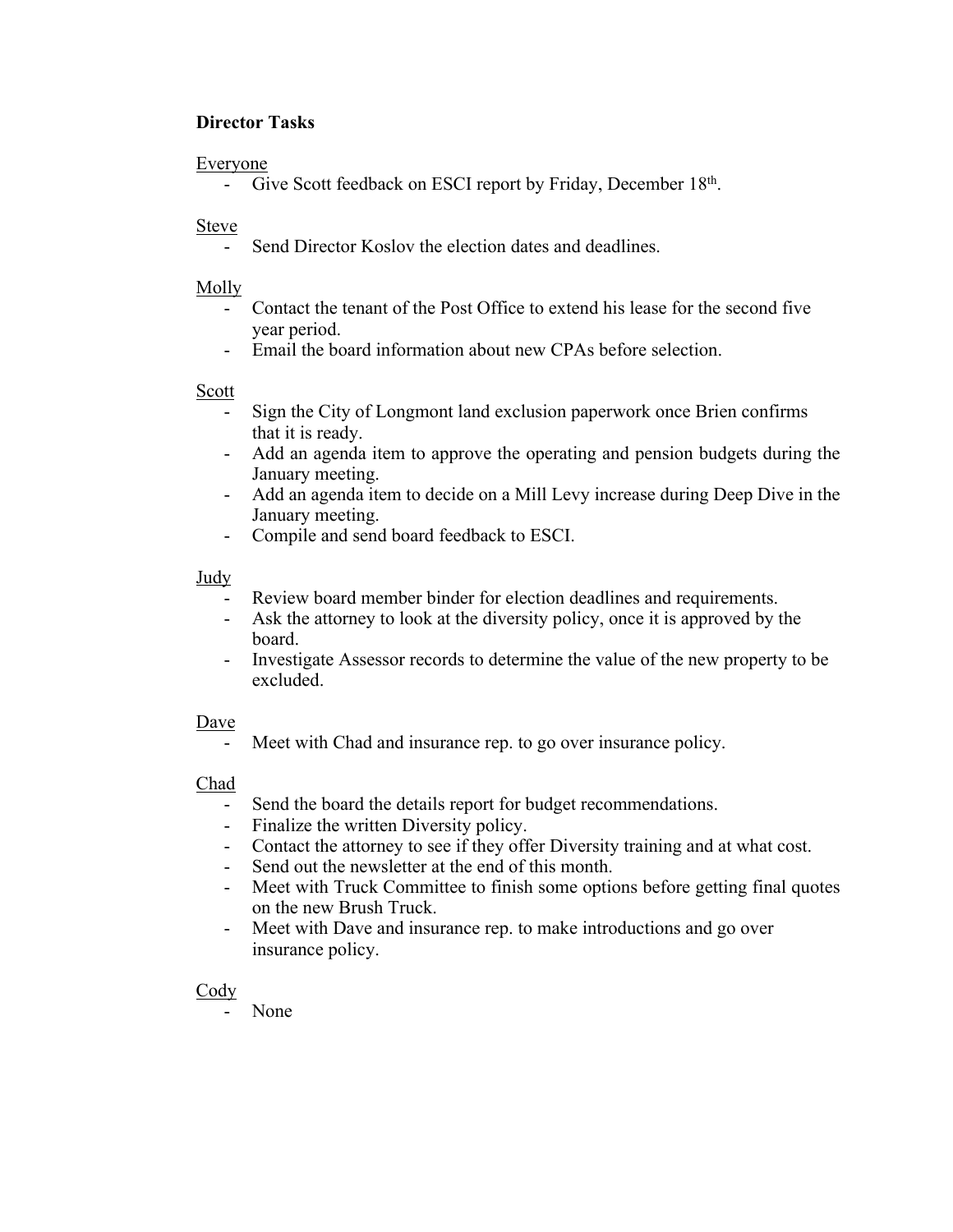**Director Tasks**

Everyone

- Give Scott feedback on ESCI report by Friday, December 18th.

Steve

- Send Director Koslov the election dates and deadlines.

Molly

- Contact the tenant of the Post Office to extend his lease for the second five year period.
- Email the board information about new CPAs before selection.

Scott

- Sign the City of Longmont land exclusion paperwork once Brien confirms that it is ready.
- Add an agenda item to approve the operating and pension budgets during the January meeting.
- Add an agenda item to decide on a Mill Levy increase during Deep Dive in the January meeting.
- Compile and send board feedback to ESCI.

Judy

- Review board member binder for election deadlines and requirements.
- Ask the attorney to look at the diversity policy, once it is approved by the board.
- Investigate Assessor records to determine the value of the new property to be excluded.

Dave

- Meet with Chad and insurance rep. to go over insurance policy.

Chad

- Send the board the details report for budget recommendations.
- Finalize the written Diversity policy.
- Contact the attorney to see if they offer Diversity training and at what cost.
- Send out the newsletter at the end of this month.
- Meet with Truck Committee to finish some options before getting final quotes on the new Brush Truck.
- Meet with Dave and insurance rep. to make introductions and go over insurance policy.

Cody

- None